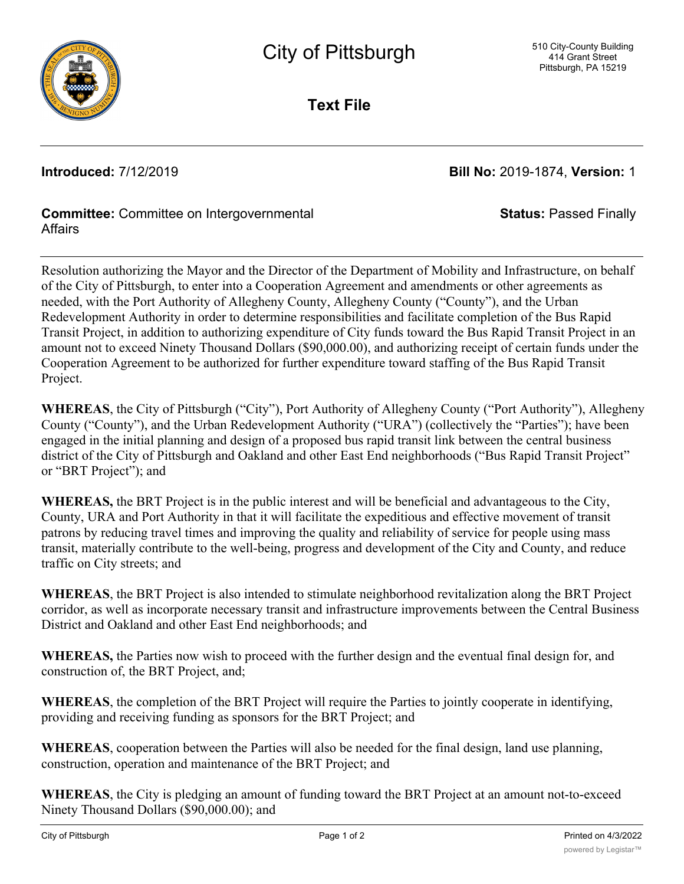# City of Pittsburgh

510 City-County Building
414 Grant Street
Pittsburgh, PA 15219

## Text File

**Introduced:** 7/12/2019 **Bill No:** 2019-1874, **Version:** 1

**Committee:** Committee on Intergovernmental Affairs **Status:** Passed Finally

---

Resolution authorizing the Mayor and the Director of the Department of Mobility and Infrastructure, on behalf of the City of Pittsburgh, to enter into a Cooperation Agreement and amendments or other agreements as needed, with the Port Authority of Allegheny County, Allegheny County ("County"), and the Urban Redevelopment Authority in order to determine responsibilities and facilitate completion of the Bus Rapid Transit Project, in addition to authorizing expenditure of City funds toward the Bus Rapid Transit Project in an amount not to exceed Ninety Thousand Dollars ($90,000.00), and authorizing receipt of certain funds under the Cooperation Agreement to be authorized for further expenditure toward staffing of the Bus Rapid Transit Project.

**WHEREAS**, the City of Pittsburgh ("City"), Port Authority of Allegheny County ("Port Authority"), Allegheny County ("County"), and the Urban Redevelopment Authority ("URA") (collectively the "Parties"); have been engaged in the initial planning and design of a proposed bus rapid transit link between the central business district of the City of Pittsburgh and Oakland and other East End neighborhoods ("Bus Rapid Transit Project" or "BRT Project"); and

**WHEREAS,** the BRT Project is in the public interest and will be beneficial and advantageous to the City, County, URA and Port Authority in that it will facilitate the expeditious and effective movement of transit patrons by reducing travel times and improving the quality and reliability of service for people using mass transit, materially contribute to the well-being, progress and development of the City and County, and reduce traffic on City streets; and

**WHEREAS**, the BRT Project is also intended to stimulate neighborhood revitalization along the BRT Project corridor, as well as incorporate necessary transit and infrastructure improvements between the Central Business District and Oakland and other East End neighborhoods; and

**WHEREAS,** the Parties now wish to proceed with the further design and the eventual final design for, and construction of, the BRT Project, and;

**WHEREAS**, the completion of the BRT Project will require the Parties to jointly cooperate in identifying, providing and receiving funding as sponsors for the BRT Project; and

**WHEREAS**, cooperation between the Parties will also be needed for the final design, land use planning, construction, operation and maintenance of the BRT Project; and

**WHEREAS**, the City is pledging an amount of funding toward the BRT Project at an amount not-to-exceed Ninety Thousand Dollars ($90,000.00); and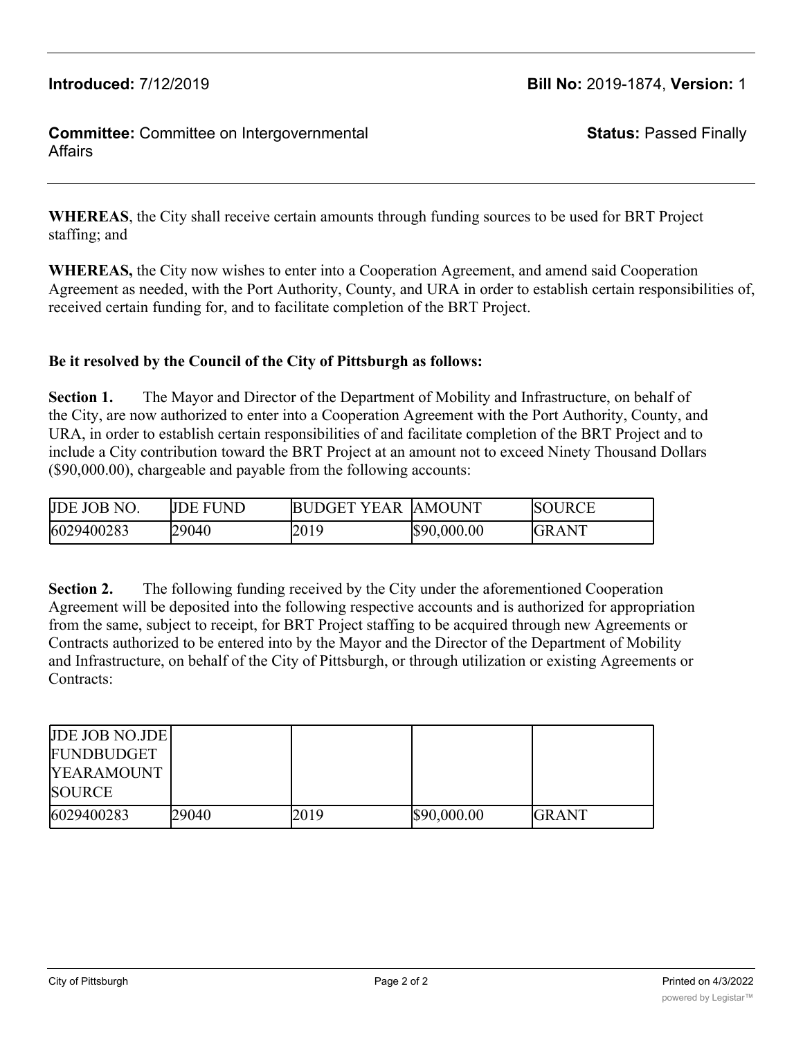**Introduced:** 7/12/2019 **Bill No:** 2019-1874, **Version:** 1

**Committee:** Committee on Intergovernmental Affairs **Status:** Passed Finally

---

**WHEREAS**, the City shall receive certain amounts through funding sources to be used for BRT Project staffing; and

**WHEREAS,** the City now wishes to enter into a Cooperation Agreement, and amend said Cooperation Agreement as needed, with the Port Authority, County, and URA in order to establish certain responsibilities of, received certain funding for, and to facilitate completion of the BRT Project.

**Be it resolved by the Council of the City of Pittsburgh as follows:**

**Section 1.** The Mayor and Director of the Department of Mobility and Infrastructure, on behalf of the City, are now authorized to enter into a Cooperation Agreement with the Port Authority, County, and URA, in order to establish certain responsibilities of and facilitate completion of the BRT Project and to include a City contribution toward the BRT Project at an amount not to exceed Ninety Thousand Dollars ($90,000.00), chargeable and payable from the following accounts:

| JDE JOB NO. | JDE FUND | BUDGET YEAR | AMOUNT | SOURCE |
|---|---|---|---|---|
| 6029400283 | 29040 | 2019 | $90,000.00 | GRANT |

**Section 2.** The following funding received by the City under the aforementioned Cooperation Agreement will be deposited into the following respective accounts and is authorized for appropriation from the same, subject to receipt, for BRT Project staffing to be acquired through new Agreements or Contracts authorized to be entered into by the Mayor and the Director of the Department of Mobility and Infrastructure, on behalf of the City of Pittsburgh, or through utilization or existing Agreements or Contracts:

| JDE JOB NO.JDE FUNDBUDGET YEARAMOUNT SOURCE | | | | |
|---|---|---|---|---|
| 6029400283 | 29040 | 2019 | $90,000.00 | GRANT |